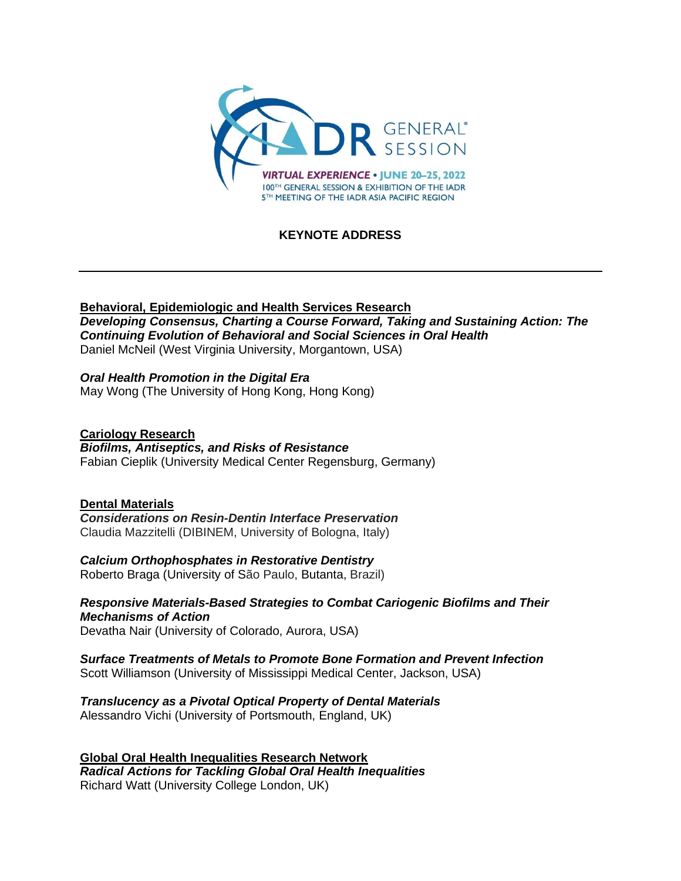IADR GENERAL® SESSION

VIRTUAL EXPERIENCE • JUNE 20–25, 2022
100TH GENERAL SESSION & EXHIBITION OF THE IADR
5TH MEETING OF THE IADR ASIA PACIFIC REGION

# KEYNOTE ADDRESS

---

## Behavioral, Epidemiologic and Health Services Research

***Developing Consensus, Charting a Course Forward, Taking and Sustaining Action: The Continuing Evolution of Behavioral and Social Sciences in Oral Health***
Daniel McNeil (West Virginia University, Morgantown, USA)

***Oral Health Promotion in the Digital Era***
May Wong (The University of Hong Kong, Hong Kong)

## Cariology Research

***Biofilms, Antiseptics, and Risks of Resistance***
Fabian Cieplik (University Medical Center Regensburg, Germany)

## Dental Materials

***Considerations on Resin-Dentin Interface Preservation***
Claudia Mazzitelli (DIBINEM, University of Bologna, Italy)

***Calcium Orthophosphates in Restorative Dentistry***
Roberto Braga (University of São Paulo, Butanta, Brazil)

***Responsive Materials-Based Strategies to Combat Cariogenic Biofilms and Their Mechanisms of Action***
Devatha Nair (University of Colorado, Aurora, USA)

***Surface Treatments of Metals to Promote Bone Formation and Prevent Infection***
Scott Williamson (University of Mississippi Medical Center, Jackson, USA)

***Translucency as a Pivotal Optical Property of Dental Materials***
Alessandro Vichi (University of Portsmouth, England, UK)

## Global Oral Health Inequalities Research Network

***Radical Actions for Tackling Global Oral Health Inequalities***
Richard Watt (University College London, UK)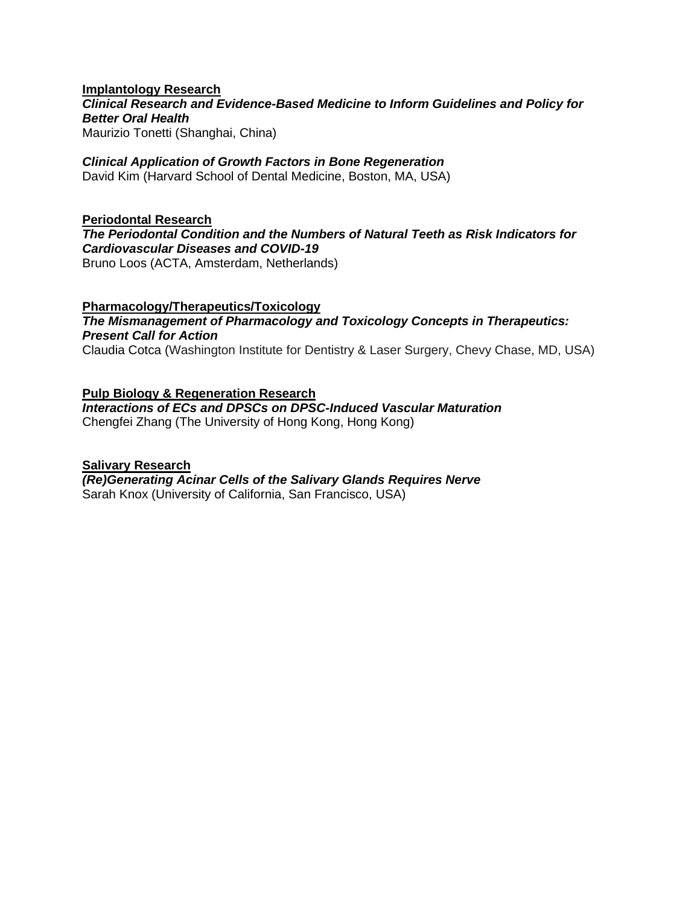**Implantology Research**

***Clinical Research and Evidence-Based Medicine to Inform Guidelines and Policy for Better Oral Health***

Maurizio Tonetti (Shanghai, China)

***Clinical Application of Growth Factors in Bone Regeneration***

David Kim (Harvard School of Dental Medicine, Boston, MA, USA)

**Periodontal Research**

***The Periodontal Condition and the Numbers of Natural Teeth as Risk Indicators for Cardiovascular Diseases and COVID-19***

Bruno Loos (ACTA, Amsterdam, Netherlands)

**Pharmacology/Therapeutics/Toxicology**

***The Mismanagement of Pharmacology and Toxicology Concepts in Therapeutics: Present Call for Action***

Claudia Cotca (Washington Institute for Dentistry & Laser Surgery, Chevy Chase, MD, USA)

**Pulp Biology & Regeneration Research**

***Interactions of ECs and DPSCs on DPSC-Induced Vascular Maturation***

Chengfei Zhang (The University of Hong Kong, Hong Kong)

**Salivary Research**

***(Re)Generating Acinar Cells of the Salivary Glands Requires Nerve***

Sarah Knox (University of California, San Francisco, USA)